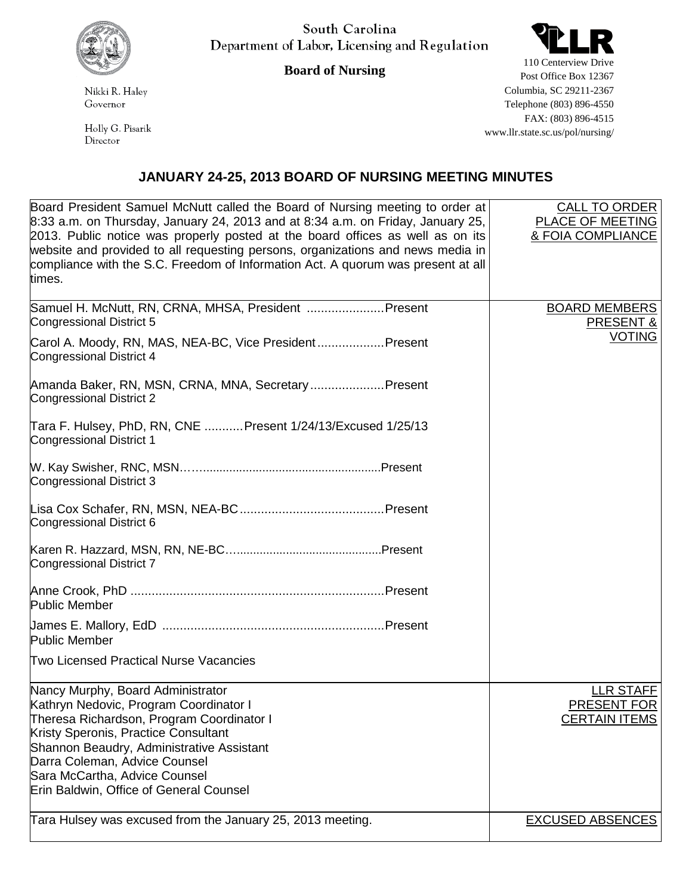South Carolina
Department of Labor, Licensing and Regulation

**Board of Nursing**

Nikki R. Haley
Governor

Holly G. Pisarik
Director

110 Centerview Drive
Post Office Box 12367
Columbia, SC 29211-2367
Telephone (803) 896-4550
FAX: (803) 896-4515
www.llr.state.sc.us/pol/nursing/

# JANUARY 24-25, 2013 BOARD OF NURSING MEETING MINUTES

| | |
|---|---|
| Board President Samuel McNutt called the Board of Nursing meeting to order at 8:33 a.m. on Thursday, January 24, 2013 and at 8:34 a.m. on Friday, January 25, 2013. Public notice was properly posted at the board offices as well as on its website and provided to all requesting persons, organizations and news media in compliance with the S.C. Freedom of Information Act. A quorum was present at all times. | CALL TO ORDER PLACE OF MEETING & FOIA COMPLIANCE |
| Samuel H. McNutt, RN, CRNA, MHSA, President ......................Present<br>Congressional District 5<br><br>Carol A. Moody, RN, MAS, NEA-BC, Vice President...................Present<br>Congressional District 4<br><br>Amanda Baker, RN, MSN, CRNA, MNA, Secretary.....................Present<br>Congressional District 2<br><br>Tara F. Hulsey, PhD, RN, CNE ...........Present 1/24/13/Excused 1/25/13<br>Congressional District 1<br><br>W. Kay Swisher, RNC, MSN…….....................................................Present<br>Congressional District 3<br><br>Lisa Cox Schafer, RN, MSN, NEA-BC.........................................Present<br>Congressional District 6<br><br>Karen R. Hazzard, MSN, RN, NE-BC…..........................................Present<br>Congressional District 7<br><br>Anne Crook, PhD ........................................................................Present<br>Public Member<br><br>James E. Mallory, EdD ...............................................................Present<br>Public Member<br><br>Two Licensed Practical Nurse Vacancies | BOARD MEMBERS PRESENT & VOTING |
| Nancy Murphy, Board Administrator<br>Kathryn Nedovic, Program Coordinator I<br>Theresa Richardson, Program Coordinator I<br>Kristy Speronis, Practice Consultant<br>Shannon Beaudry, Administrative Assistant<br>Darra Coleman, Advice Counsel<br>Sara McCartha, Advice Counsel<br>Erin Baldwin, Office of General Counsel | LLR STAFF PRESENT FOR CERTAIN ITEMS |
| Tara Hulsey was excused from the January 25, 2013 meeting. | EXCUSED ABSENCES |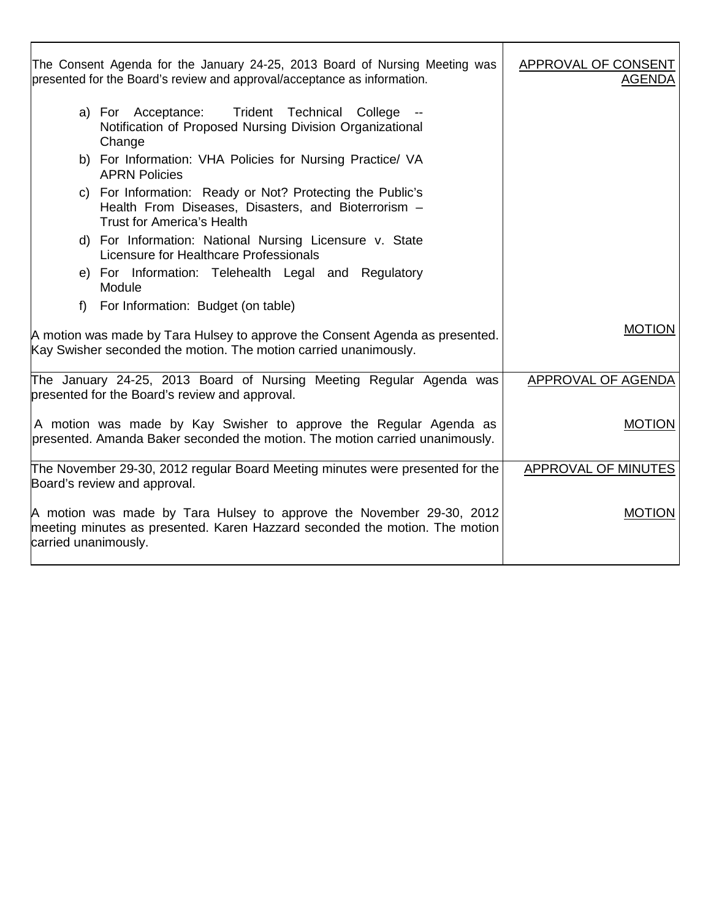| | |
|---|---|
| The Consent Agenda for the January 24-25, 2013 Board of Nursing Meeting was presented for the Board's review and approval/acceptance as information.<br><br>a) For Acceptance: Trident Technical College -- Notification of Proposed Nursing Division Organizational Change<br>b) For Information: VHA Policies for Nursing Practice/ VA APRN Policies<br>c) For Information: Ready or Not? Protecting the Public's Health From Diseases, Disasters, and Bioterrorism – Trust for America's Health<br>d) For Information: National Nursing Licensure v. State Licensure for Healthcare Professionals<br>e) For Information: Telehealth Legal and Regulatory Module<br>f) For Information: Budget (on table)<br><br>A motion was made by Tara Hulsey to approve the Consent Agenda as presented. Kay Swisher seconded the motion. The motion carried unanimously. | APPROVAL OF CONSENT AGENDA<br><br>MOTION |
| The January 24-25, 2013 Board of Nursing Meeting Regular Agenda was presented for the Board's review and approval.<br><br>A motion was made by Kay Swisher to approve the Regular Agenda as presented. Amanda Baker seconded the motion. The motion carried unanimously. | APPROVAL OF AGENDA<br><br>MOTION |
| The November 29-30, 2012 regular Board Meeting minutes were presented for the Board's review and approval.<br><br>A motion was made by Tara Hulsey to approve the November 29-30, 2012 meeting minutes as presented. Karen Hazzard seconded the motion. The motion carried unanimously. | APPROVAL OF MINUTES<br><br>MOTION |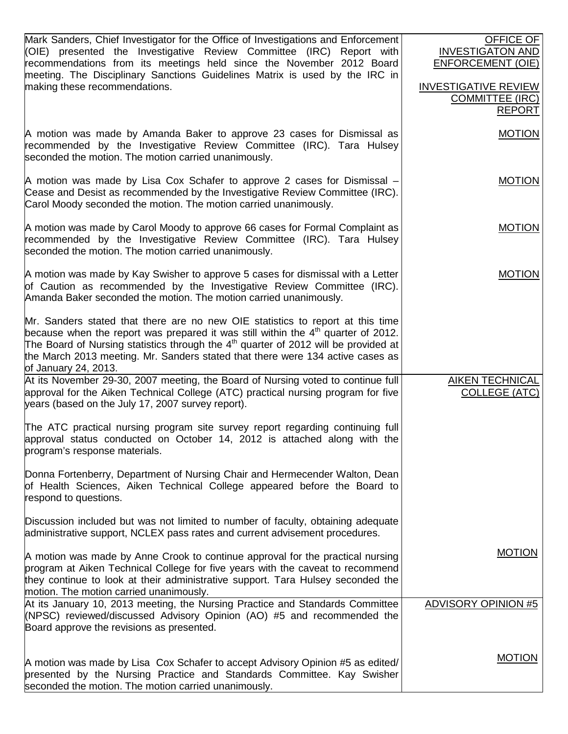| | |
|---|---|
| Mark Sanders, Chief Investigator for the Office of Investigations and Enforcement (OIE) presented the Investigative Review Committee (IRC) Report with recommendations from its meetings held since the November 2012 Board meeting. The Disciplinary Sanctions Guidelines Matrix is used by the IRC in making these recommendations. | OFFICE OF INVESTIGATON AND ENFORCEMENT (OIE)<br><br>INVESTIGATIVE REVIEW COMMITTEE (IRC) REPORT |
| A motion was made by Amanda Baker to approve 23 cases for Dismissal as recommended by the Investigative Review Committee (IRC). Tara Hulsey seconded the motion. The motion carried unanimously. | MOTION |
| A motion was made by Lisa Cox Schafer to approve 2 cases for Dismissal – Cease and Desist as recommended by the Investigative Review Committee (IRC). Carol Moody seconded the motion. The motion carried unanimously. | MOTION |
| A motion was made by Carol Moody to approve 66 cases for Formal Complaint as recommended by the Investigative Review Committee (IRC). Tara Hulsey seconded the motion. The motion carried unanimously. | MOTION |
| A motion was made by Kay Swisher to approve 5 cases for dismissal with a Letter of Caution as recommended by the Investigative Review Committee (IRC). Amanda Baker seconded the motion. The motion carried unanimously. | MOTION |
| Mr. Sanders stated that there are no new OIE statistics to report at this time because when the report was prepared it was still within the 4th quarter of 2012. The Board of Nursing statistics through the 4th quarter of 2012 will be provided at the March 2013 meeting. Mr. Sanders stated that there were 134 active cases as of January 24, 2013. | |
| At its November 29-30, 2007 meeting, the Board of Nursing voted to continue full approval for the Aiken Technical College (ATC) practical nursing program for five years (based on the July 17, 2007 survey report).<br><br>The ATC practical nursing program site survey report regarding continuing full approval status conducted on October 14, 2012 is attached along with the program's response materials.<br><br>Donna Fortenberry, Department of Nursing Chair and Hermecender Walton, Dean of Health Sciences, Aiken Technical College appeared before the Board to respond to questions.<br><br>Discussion included but was not limited to number of faculty, obtaining adequate administrative support, NCLEX pass rates and current advisement procedures. | AIKEN TECHNICAL COLLEGE (ATC) |
| A motion was made by Anne Crook to continue approval for the practical nursing program at Aiken Technical College for five years with the caveat to recommend they continue to look at their administrative support. Tara Hulsey seconded the motion. The motion carried unanimously. | MOTION |
| At its January 10, 2013 meeting, the Nursing Practice and Standards Committee (NPSC) reviewed/discussed Advisory Opinion (AO) #5 and recommended the Board approve the revisions as presented. | ADVISORY OPINION #5 |
| A motion was made by Lisa Cox Schafer to accept Advisory Opinion #5 as edited/ presented by the Nursing Practice and Standards Committee. Kay Swisher seconded the motion. The motion carried unanimously. | MOTION |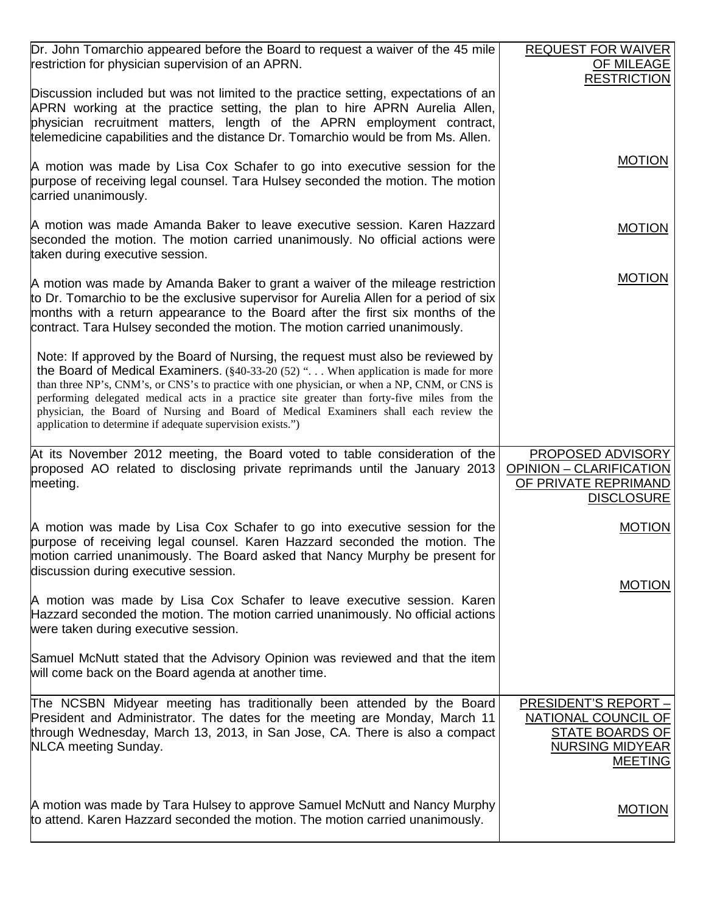| | |
|---|---|
| Dr. John Tomarchio appeared before the Board to request a waiver of the 45 mile restriction for physician supervision of an APRN.<br><br>Discussion included but was not limited to the practice setting, expectations of an APRN working at the practice setting, the plan to hire APRN Aurelia Allen, physician recruitment matters, length of the APRN employment contract, telemedicine capabilities and the distance Dr. Tomarchio would be from Ms. Allen. | REQUEST FOR WAIVER OF MILEAGE RESTRICTION |
| A motion was made by Lisa Cox Schafer to go into executive session for the purpose of receiving legal counsel. Tara Hulsey seconded the motion. The motion carried unanimously. | MOTION |
| A motion was made Amanda Baker to leave executive session. Karen Hazzard seconded the motion. The motion carried unanimously. No official actions were taken during executive session. | MOTION |
| A motion was made by Amanda Baker to grant a waiver of the mileage restriction to Dr. Tomarchio to be the exclusive supervisor for Aurelia Allen for a period of six months with a return appearance to the Board after the first six months of the contract. Tara Hulsey seconded the motion. The motion carried unanimously.<br><br>Note: If approved by the Board of Nursing, the request must also be reviewed by the Board of Medical Examiners. (§40-33-20 (52) ". . . When application is made for more than three NP's, CNM's, or CNS's to practice with one physician, or when a NP, CNM, or CNS is performing delegated medical acts in a practice site greater than forty-five miles from the physician, the Board of Nursing and Board of Medical Examiners shall each review the application to determine if adequate supervision exists.") | MOTION |
| At its November 2012 meeting, the Board voted to table consideration of the proposed AO related to disclosing private reprimands until the January 2013 meeting. | PROPOSED ADVISORY OPINION – CLARIFICATION OF PRIVATE REPRIMAND DISCLOSURE |
| A motion was made by Lisa Cox Schafer to go into executive session for the purpose of receiving legal counsel. Karen Hazzard seconded the motion. The motion carried unanimously. The Board asked that Nancy Murphy be present for discussion during executive session. | MOTION |
| A motion was made by Lisa Cox Schafer to leave executive session. Karen Hazzard seconded the motion. The motion carried unanimously. No official actions were taken during executive session.<br><br>Samuel McNutt stated that the Advisory Opinion was reviewed and that the item will come back on the Board agenda at another time. | MOTION |
| The NCSBN Midyear meeting has traditionally been attended by the Board President and Administrator. The dates for the meeting are Monday, March 11 through Wednesday, March 13, 2013, in San Jose, CA. There is also a compact NLCA meeting Sunday. | PRESIDENT'S REPORT – NATIONAL COUNCIL OF STATE BOARDS OF NURSING MIDYEAR MEETING |
| A motion was made by Tara Hulsey to approve Samuel McNutt and Nancy Murphy to attend. Karen Hazzard seconded the motion. The motion carried unanimously. | MOTION |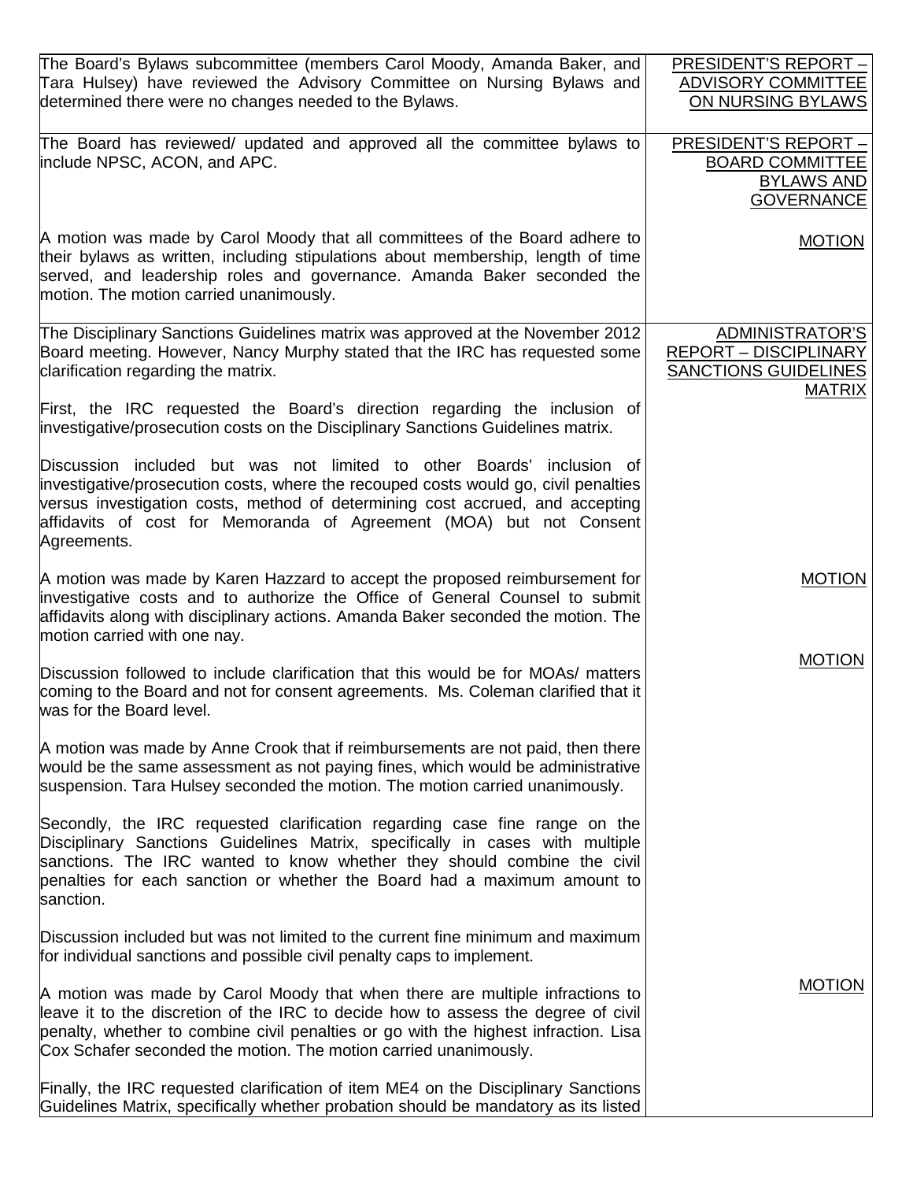| | |
|---|---|
| The Board's Bylaws subcommittee (members Carol Moody, Amanda Baker, and Tara Hulsey) have reviewed the Advisory Committee on Nursing Bylaws and determined there were no changes needed to the Bylaws. | PRESIDENT'S REPORT – ADVISORY COMMITTEE ON NURSING BYLAWS |
| The Board has reviewed/ updated and approved all the committee bylaws to include NPSC, ACON, and APC.<br><br>A motion was made by Carol Moody that all committees of the Board adhere to their bylaws as written, including stipulations about membership, length of time served, and leadership roles and governance. Amanda Baker seconded the motion. The motion carried unanimously. | PRESIDENT'S REPORT – BOARD COMMITTEE BYLAWS AND GOVERNANCE<br><br>MOTION |
| The Disciplinary Sanctions Guidelines matrix was approved at the November 2012 Board meeting. However, Nancy Murphy stated that the IRC has requested some clarification regarding the matrix.<br><br>First, the IRC requested the Board's direction regarding the inclusion of investigative/prosecution costs on the Disciplinary Sanctions Guidelines matrix.<br><br>Discussion included but was not limited to other Boards' inclusion of investigative/prosecution costs, where the recouped costs would go, civil penalties versus investigation costs, method of determining cost accrued, and accepting affidavits of cost for Memoranda of Agreement (MOA) but not Consent Agreements.<br><br>A motion was made by Karen Hazzard to accept the proposed reimbursement for investigative costs and to authorize the Office of General Counsel to submit affidavits along with disciplinary actions. Amanda Baker seconded the motion. The motion carried with one nay.<br><br>Discussion followed to include clarification that this would be for MOAs/ matters coming to the Board and not for consent agreements. Ms. Coleman clarified that it was for the Board level.<br><br>A motion was made by Anne Crook that if reimbursements are not paid, then there would be the same assessment as not paying fines, which would be administrative suspension. Tara Hulsey seconded the motion. The motion carried unanimously.<br><br>Secondly, the IRC requested clarification regarding case fine range on the Disciplinary Sanctions Guidelines Matrix, specifically in cases with multiple sanctions. The IRC wanted to know whether they should combine the civil penalties for each sanction or whether the Board had a maximum amount to sanction.<br><br>Discussion included but was not limited to the current fine minimum and maximum for individual sanctions and possible civil penalty caps to implement.<br><br>A motion was made by Carol Moody that when there are multiple infractions to leave it to the discretion of the IRC to decide how to assess the degree of civil penalty, whether to combine civil penalties or go with the highest infraction. Lisa Cox Schafer seconded the motion. The motion carried unanimously.<br><br>Finally, the IRC requested clarification of item ME4 on the Disciplinary Sanctions Guidelines Matrix, specifically whether probation should be mandatory as its listed | ADMINISTRATOR'S REPORT – DISCIPLINARY SANCTIONS GUIDELINES MATRIX<br><br>MOTION<br><br>MOTION<br><br>MOTION |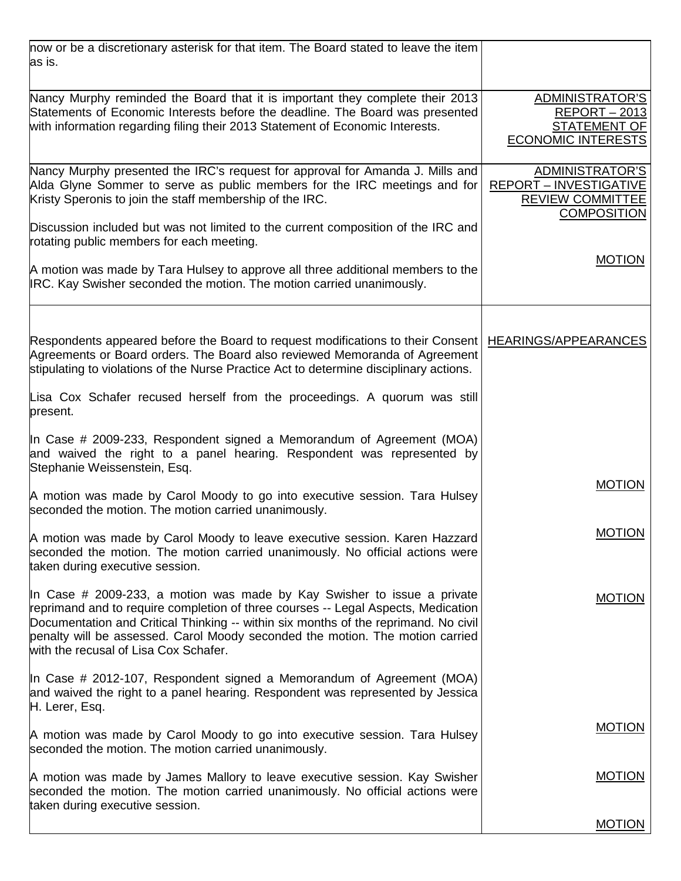| | |
|---|---|
| now or be a discretionary asterisk for that item. The Board stated to leave the item as is. | |
| Nancy Murphy reminded the Board that it is important they complete their 2013 Statements of Economic Interests before the deadline. The Board was presented with information regarding filing their 2013 Statement of Economic Interests. | ADMINISTRATOR'S REPORT – 2013 STATEMENT OF ECONOMIC INTERESTS |
| Nancy Murphy presented the IRC's request for approval for Amanda J. Mills and Alda Glyne Sommer to serve as public members for the IRC meetings and for Kristy Speronis to join the staff membership of the IRC.<br><br>Discussion included but was not limited to the current composition of the IRC and rotating public members for each meeting.<br><br>A motion was made by Tara Hulsey to approve all three additional members to the IRC. Kay Swisher seconded the motion. The motion carried unanimously. | ADMINISTRATOR'S REPORT – INVESTIGATIVE REVIEW COMMITTEE COMPOSITION<br><br>MOTION |
| Respondents appeared before the Board to request modifications to their Consent Agreements or Board orders. The Board also reviewed Memoranda of Agreement stipulating to violations of the Nurse Practice Act to determine disciplinary actions.<br><br>Lisa Cox Schafer recused herself from the proceedings. A quorum was still present.<br><br>In Case # 2009-233, Respondent signed a Memorandum of Agreement (MOA) and waived the right to a panel hearing. Respondent was represented by Stephanie Weissenstein, Esq.<br><br>A motion was made by Carol Moody to go into executive session. Tara Hulsey seconded the motion. The motion carried unanimously.<br><br>A motion was made by Carol Moody to leave executive session. Karen Hazzard seconded the motion. The motion carried unanimously. No official actions were taken during executive session.<br><br>In Case # 2009-233, a motion was made by Kay Swisher to issue a private reprimand and to require completion of three courses -- Legal Aspects, Medication Documentation and Critical Thinking -- within six months of the reprimand. No civil penalty will be assessed. Carol Moody seconded the motion. The motion carried with the recusal of Lisa Cox Schafer.<br><br>In Case # 2012-107, Respondent signed a Memorandum of Agreement (MOA) and waived the right to a panel hearing. Respondent was represented by Jessica H. Lerer, Esq.<br><br>A motion was made by Carol Moody to go into executive session. Tara Hulsey seconded the motion. The motion carried unanimously.<br><br>A motion was made by James Mallory to leave executive session. Kay Swisher seconded the motion. The motion carried unanimously. No official actions were taken during executive session. | HEARINGS/APPEARANCES<br><br>MOTION<br><br>MOTION<br><br>MOTION<br><br>MOTION<br><br>MOTION<br><br>MOTION |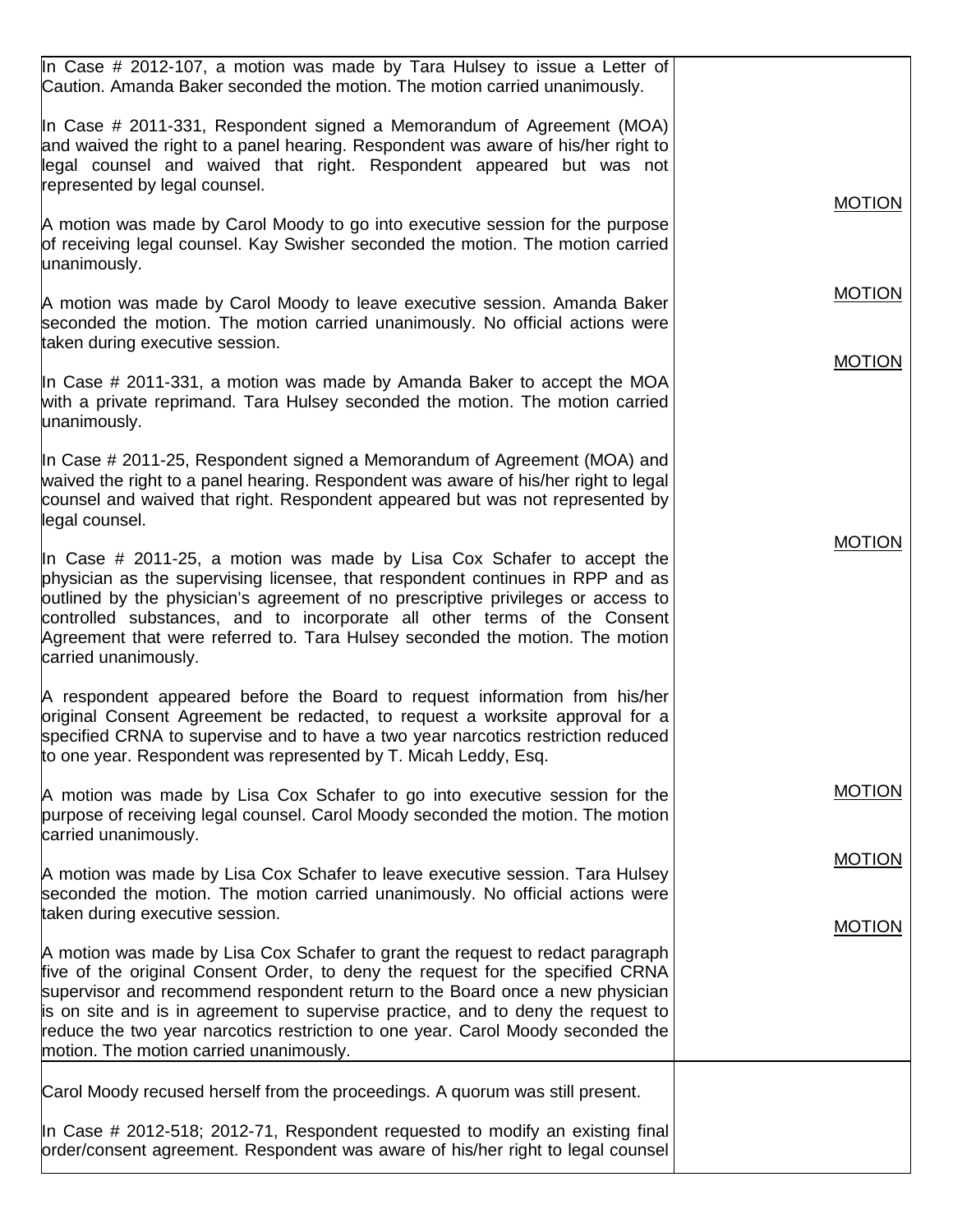| | |
|---|---|
| In Case # 2012-107, a motion was made by Tara Hulsey to issue a Letter of Caution. Amanda Baker seconded the motion. The motion carried unanimously.<br><br>In Case # 2011-331, Respondent signed a Memorandum of Agreement (MOA) and waived the right to a panel hearing. Respondent was aware of his/her right to legal counsel and waived that right. Respondent appeared but was not represented by legal counsel.<br><br>A motion was made by Carol Moody to go into executive session for the purpose of receiving legal counsel. Kay Swisher seconded the motion. The motion carried unanimously.<br><br>A motion was made by Carol Moody to leave executive session. Amanda Baker seconded the motion. The motion carried unanimously. No official actions were taken during executive session.<br><br>In Case # 2011-331, a motion was made by Amanda Baker to accept the MOA with a private reprimand. Tara Hulsey seconded the motion. The motion carried unanimously.<br><br>In Case # 2011-25, Respondent signed a Memorandum of Agreement (MOA) and waived the right to a panel hearing. Respondent was aware of his/her right to legal counsel and waived that right. Respondent appeared but was not represented by legal counsel.<br><br>In Case # 2011-25, a motion was made by Lisa Cox Schafer to accept the physician as the supervising licensee, that respondent continues in RPP and as outlined by the physician's agreement of no prescriptive privileges or access to controlled substances, and to incorporate all other terms of the Consent Agreement that were referred to. Tara Hulsey seconded the motion. The motion carried unanimously.<br><br>A respondent appeared before the Board to request information from his/her original Consent Agreement be redacted, to request a worksite approval for a specified CRNA to supervise and to have a two year narcotics restriction reduced to one year. Respondent was represented by T. Micah Leddy, Esq.<br><br>A motion was made by Lisa Cox Schafer to go into executive session for the purpose of receiving legal counsel. Carol Moody seconded the motion. The motion carried unanimously.<br><br>A motion was made by Lisa Cox Schafer to leave executive session. Tara Hulsey seconded the motion. The motion carried unanimously. No official actions were taken during executive session.<br><br>A motion was made by Lisa Cox Schafer to grant the request to redact paragraph five of the original Consent Order, to deny the request for the specified CRNA supervisor and recommend respondent return to the Board once a new physician is on site and is in agreement to supervise practice, and to deny the request to reduce the two year narcotics restriction to one year. Carol Moody seconded the motion. The motion carried unanimously. | MOTION<br><br>MOTION<br><br>MOTION<br><br>MOTION<br><br>MOTION<br><br>MOTION<br><br>MOTION |
| Carol Moody recused herself from the proceedings. A quorum was still present.<br><br>In Case # 2012-518; 2012-71, Respondent requested to modify an existing final order/consent agreement. Respondent was aware of his/her right to legal counsel | |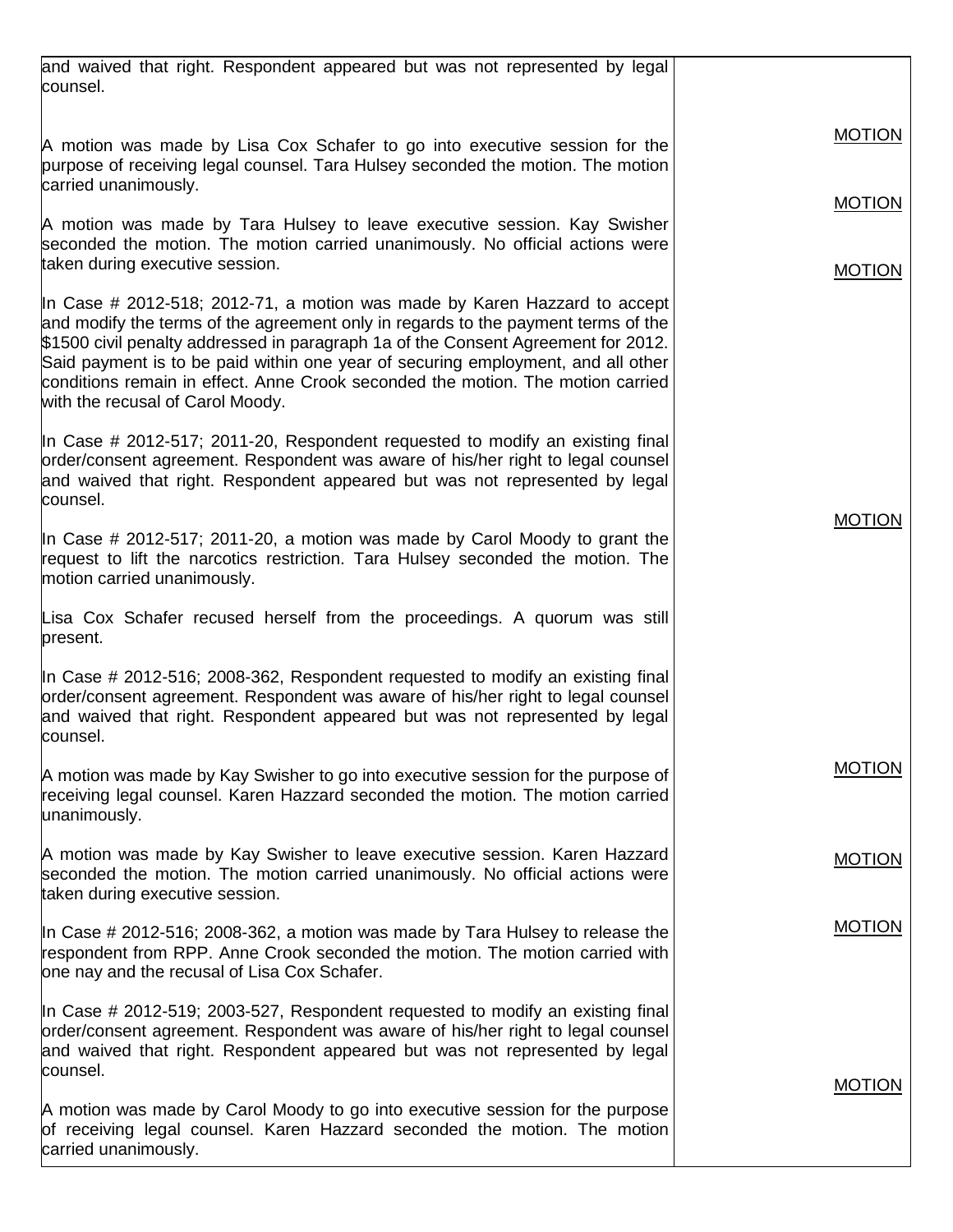| | |
|---|---|
| and waived that right. Respondent appeared but was not represented by legal counsel. | |
| A motion was made by Lisa Cox Schafer to go into executive session for the purpose of receiving legal counsel. Tara Hulsey seconded the motion. The motion carried unanimously. | <u>MOTION</u> |
| A motion was made by Tara Hulsey to leave executive session. Kay Swisher seconded the motion. The motion carried unanimously. No official actions were taken during executive session. | <u>MOTION</u> |
| In Case # 2012-518; 2012-71, a motion was made by Karen Hazzard to accept and modify the terms of the agreement only in regards to the payment terms of the $1500 civil penalty addressed in paragraph 1a of the Consent Agreement for 2012. Said payment is to be paid within one year of securing employment, and all other conditions remain in effect. Anne Crook seconded the motion. The motion carried with the recusal of Carol Moody. | <u>MOTION</u> |
| In Case # 2012-517; 2011-20, Respondent requested to modify an existing final order/consent agreement. Respondent was aware of his/her right to legal counsel and waived that right. Respondent appeared but was not represented by legal counsel. | |
| In Case # 2012-517; 2011-20, a motion was made by Carol Moody to grant the request to lift the narcotics restriction. Tara Hulsey seconded the motion. The motion carried unanimously. | <u>MOTION</u> |
| Lisa Cox Schafer recused herself from the proceedings. A quorum was still present. | |
| In Case # 2012-516; 2008-362, Respondent requested to modify an existing final order/consent agreement. Respondent was aware of his/her right to legal counsel and waived that right. Respondent appeared but was not represented by legal counsel. | |
| A motion was made by Kay Swisher to go into executive session for the purpose of receiving legal counsel. Karen Hazzard seconded the motion. The motion carried unanimously. | <u>MOTION</u> |
| A motion was made by Kay Swisher to leave executive session. Karen Hazzard seconded the motion. The motion carried unanimously. No official actions were taken during executive session. | <u>MOTION</u> |
| In Case # 2012-516; 2008-362, a motion was made by Tara Hulsey to release the respondent from RPP. Anne Crook seconded the motion. The motion carried with one nay and the recusal of Lisa Cox Schafer. | <u>MOTION</u> |
| In Case # 2012-519; 2003-527, Respondent requested to modify an existing final order/consent agreement. Respondent was aware of his/her right to legal counsel and waived that right. Respondent appeared but was not represented by legal counsel. | |
| A motion was made by Carol Moody to go into executive session for the purpose of receiving legal counsel. Karen Hazzard seconded the motion. The motion carried unanimously. | <u>MOTION</u> |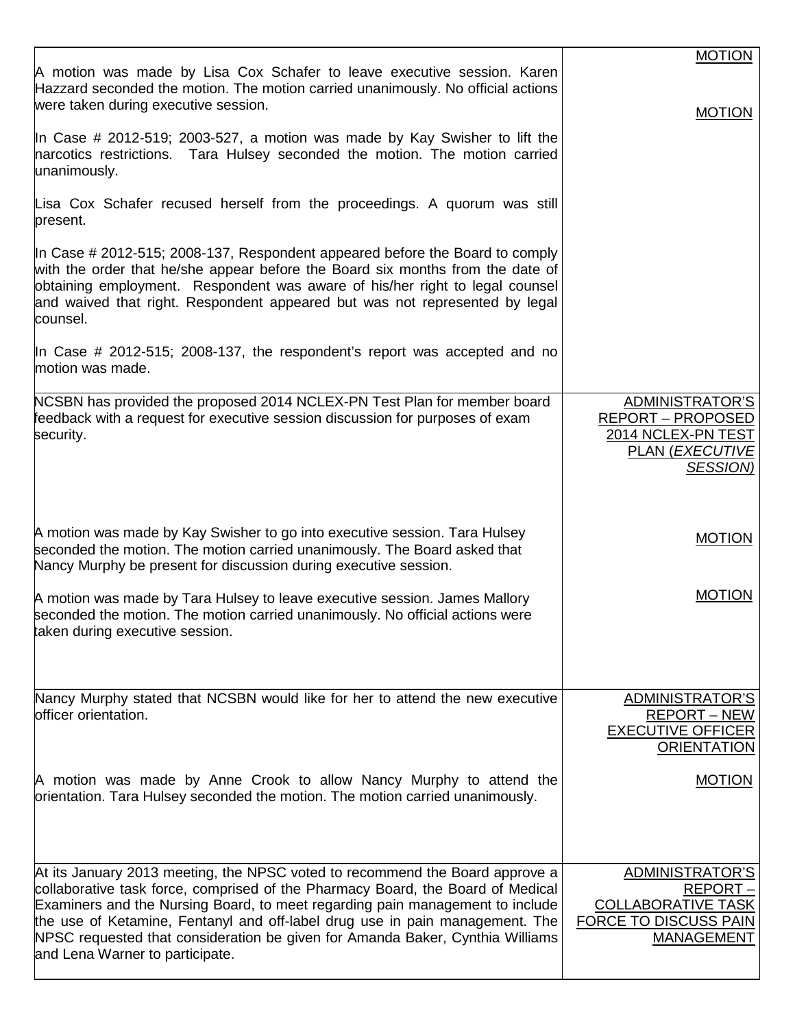| | |
|---|---|
| A motion was made by Lisa Cox Schafer to leave executive session. Karen Hazzard seconded the motion. The motion carried unanimously. No official actions were taken during executive session.<br><br>In Case # 2012-519; 2003-527, a motion was made by Kay Swisher to lift the narcotics restrictions. Tara Hulsey seconded the motion. The motion carried unanimously.<br><br>Lisa Cox Schafer recused herself from the proceedings. A quorum was still present.<br><br>In Case # 2012-515; 2008-137, Respondent appeared before the Board to comply with the order that he/she appear before the Board six months from the date of obtaining employment. Respondent was aware of his/her right to legal counsel and waived that right. Respondent appeared but was not represented by legal counsel.<br><br>In Case # 2012-515; 2008-137, the respondent's report was accepted and no motion was made. | MOTION<br><br>MOTION |
| NCSBN has provided the proposed 2014 NCLEX-PN Test Plan for member board feedback with a request for executive session discussion for purposes of exam security.<br><br>A motion was made by Kay Swisher to go into executive session. Tara Hulsey seconded the motion. The motion carried unanimously. The Board asked that Nancy Murphy be present for discussion during executive session.<br><br>A motion was made by Tara Hulsey to leave executive session. James Mallory seconded the motion. The motion carried unanimously. No official actions were taken during executive session. | ADMINISTRATOR'S REPORT – PROPOSED 2014 NCLEX-PN TEST PLAN (*EXECUTIVE SESSION*)<br><br>MOTION<br><br>MOTION |
| Nancy Murphy stated that NCSBN would like for her to attend the new executive officer orientation.<br><br>A motion was made by Anne Crook to allow Nancy Murphy to attend the orientation. Tara Hulsey seconded the motion. The motion carried unanimously. | ADMINISTRATOR'S REPORT – NEW EXECUTIVE OFFICER ORIENTATION<br><br>MOTION |
| At its January 2013 meeting, the NPSC voted to recommend the Board approve a collaborative task force, comprised of the Pharmacy Board, the Board of Medical Examiners and the Nursing Board, to meet regarding pain management to include the use of Ketamine, Fentanyl and off-label drug use in pain management. The NPSC requested that consideration be given for Amanda Baker, Cynthia Williams and Lena Warner to participate. | ADMINISTRATOR'S REPORT – COLLABORATIVE TASK FORCE TO DISCUSS PAIN MANAGEMENT |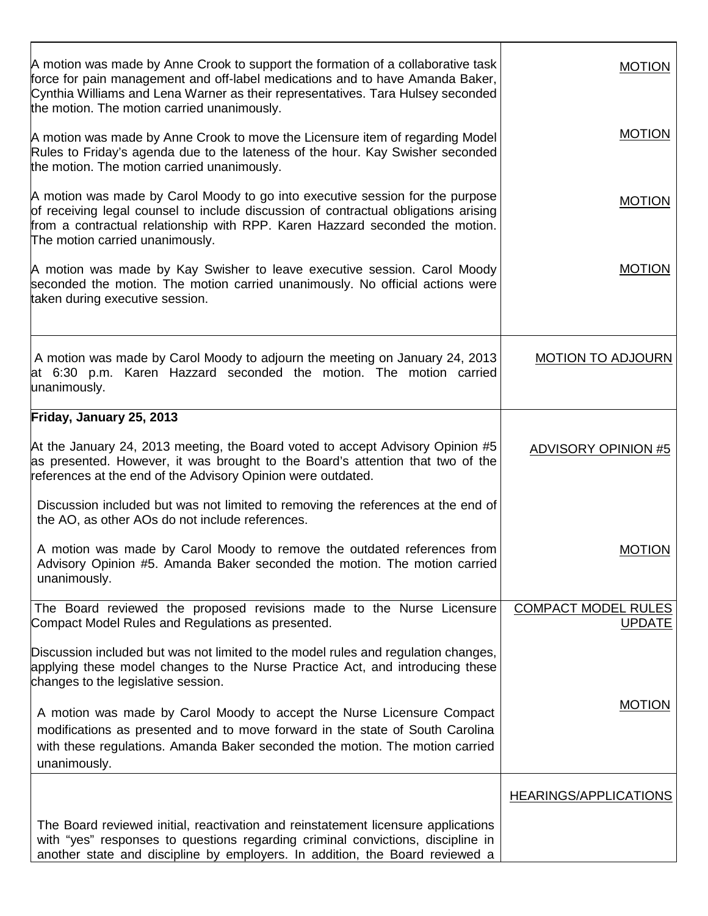| | |
|---|---|
| A motion was made by Anne Crook to support the formation of a collaborative task force for pain management and off-label medications and to have Amanda Baker, Cynthia Williams and Lena Warner as their representatives. Tara Hulsey seconded the motion. The motion carried unanimously. | MOTION |
| A motion was made by Anne Crook to move the Licensure item of regarding Model Rules to Friday's agenda due to the lateness of the hour. Kay Swisher seconded the motion. The motion carried unanimously. | MOTION |
| A motion was made by Carol Moody to go into executive session for the purpose of receiving legal counsel to include discussion of contractual obligations arising from a contractual relationship with RPP. Karen Hazzard seconded the motion. The motion carried unanimously. | MOTION |
| A motion was made by Kay Swisher to leave executive session. Carol Moody seconded the motion. The motion carried unanimously. No official actions were taken during executive session. | MOTION |
| A motion was made by Carol Moody to adjourn the meeting on January 24, 2013 at 6:30 p.m. Karen Hazzard seconded the motion. The motion carried unanimously. | MOTION TO ADJOURN |
| **Friday, January 25, 2013** | |
| At the January 24, 2013 meeting, the Board voted to accept Advisory Opinion #5 as presented. However, it was brought to the Board's attention that two of the references at the end of the Advisory Opinion were outdated. | ADVISORY OPINION #5 |
| Discussion included but was not limited to removing the references at the end of the AO, as other AOs do not include references. | |
| A motion was made by Carol Moody to remove the outdated references from Advisory Opinion #5. Amanda Baker seconded the motion. The motion carried unanimously. | MOTION |
| The Board reviewed the proposed revisions made to the Nurse Licensure Compact Model Rules and Regulations as presented. | COMPACT MODEL RULES UPDATE |
| Discussion included but was not limited to the model rules and regulation changes, applying these model changes to the Nurse Practice Act, and introducing these changes to the legislative session. | |
| A motion was made by Carol Moody to accept the Nurse Licensure Compact modifications as presented and to move forward in the state of South Carolina with these regulations. Amanda Baker seconded the motion. The motion carried unanimously. | MOTION |
| | HEARINGS/APPLICATIONS |
| The Board reviewed initial, reactivation and reinstatement licensure applications with "yes" responses to questions regarding criminal convictions, discipline in another state and discipline by employers. In addition, the Board reviewed a | |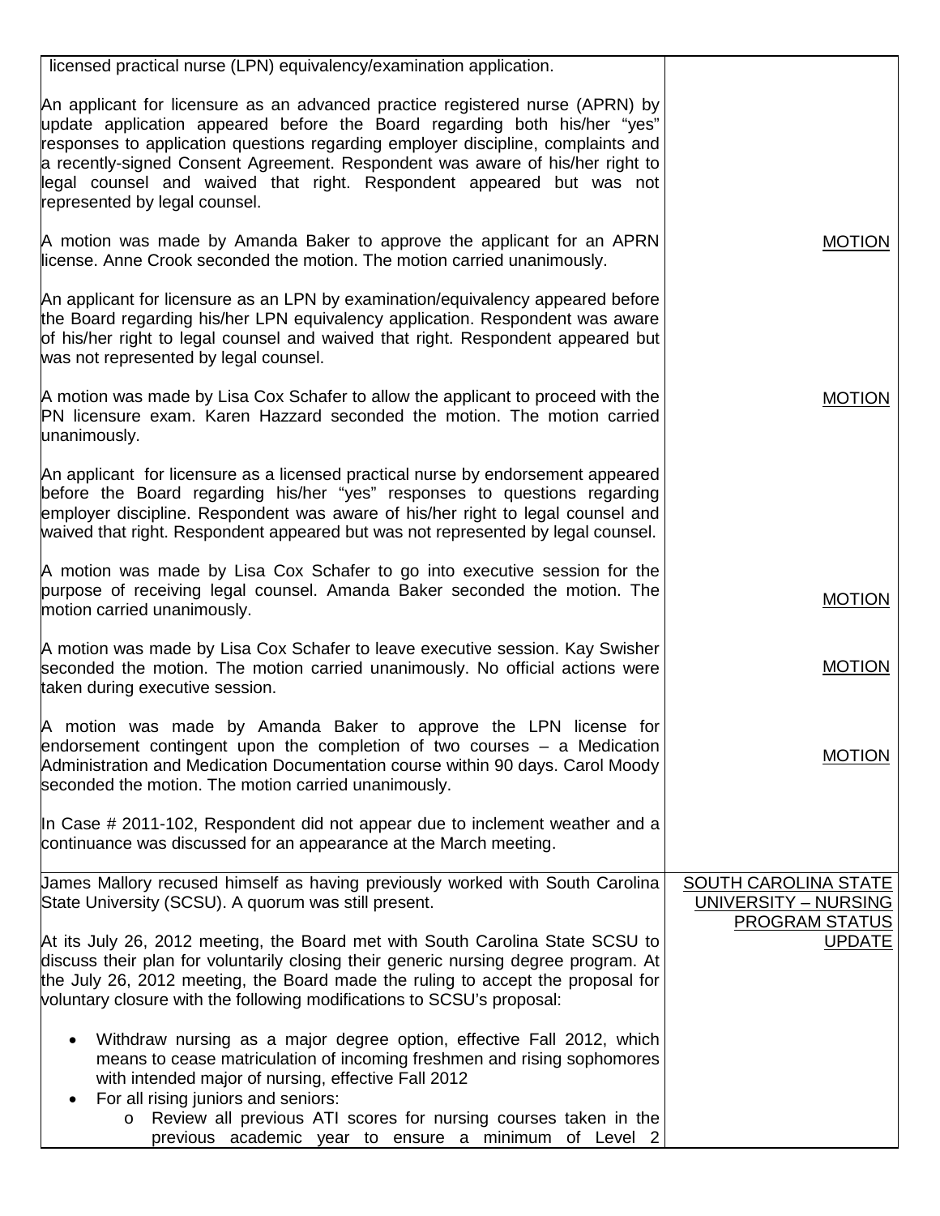| | |
|---|---|
| licensed practical nurse (LPN) equivalency/examination application.<br><br>An applicant for licensure as an advanced practice registered nurse (APRN) by update application appeared before the Board regarding both his/her "yes" responses to application questions regarding employer discipline, complaints and a recently-signed Consent Agreement. Respondent was aware of his/her right to legal counsel and waived that right. Respondent appeared but was not represented by legal counsel.<br><br>A motion was made by Amanda Baker to approve the applicant for an APRN license. Anne Crook seconded the motion. The motion carried unanimously.<br><br>An applicant for licensure as an LPN by examination/equivalency appeared before the Board regarding his/her LPN equivalency application. Respondent was aware of his/her right to legal counsel and waived that right. Respondent appeared but was not represented by legal counsel.<br><br>A motion was made by Lisa Cox Schafer to allow the applicant to proceed with the PN licensure exam. Karen Hazzard seconded the motion. The motion carried unanimously.<br><br>An applicant for licensure as a licensed practical nurse by endorsement appeared before the Board regarding his/her "yes" responses to questions regarding employer discipline. Respondent was aware of his/her right to legal counsel and waived that right. Respondent appeared but was not represented by legal counsel.<br><br>A motion was made by Lisa Cox Schafer to go into executive session for the purpose of receiving legal counsel. Amanda Baker seconded the motion. The motion carried unanimously.<br><br>A motion was made by Lisa Cox Schafer to leave executive session. Kay Swisher seconded the motion. The motion carried unanimously. No official actions were taken during executive session.<br><br>A motion was made by Amanda Baker to approve the LPN license for endorsement contingent upon the completion of two courses – a Medication Administration and Medication Documentation course within 90 days. Carol Moody seconded the motion. The motion carried unanimously.<br><br>In Case # 2011-102, Respondent did not appear due to inclement weather and a continuance was discussed for an appearance at the March meeting. | <br><br><br><br><br><br><br>MOTION<br><br><br><br><br>MOTION<br><br><br><br><br>MOTION<br><br>MOTION<br><br>MOTION |
| James Mallory recused himself as having previously worked with South Carolina State University (SCSU). A quorum was still present.<br><br>At its July 26, 2012 meeting, the Board met with South Carolina State SCSU to discuss their plan for voluntarily closing their generic nursing degree program. At the July 26, 2012 meeting, the Board made the ruling to accept the proposal for voluntary closure with the following modifications to SCSU's proposal:<br><br>• Withdraw nursing as a major degree option, effective Fall 2012, which means to cease matriculation of incoming freshmen and rising sophomores with intended major of nursing, effective Fall 2012<br>• For all rising juniors and seniors:<br>&nbsp;&nbsp;&nbsp;&nbsp;o Review all previous ATI scores for nursing courses taken in the previous academic year to ensure a minimum of Level 2 | SOUTH CAROLINA STATE UNIVERSITY – NURSING PROGRAM STATUS UPDATE |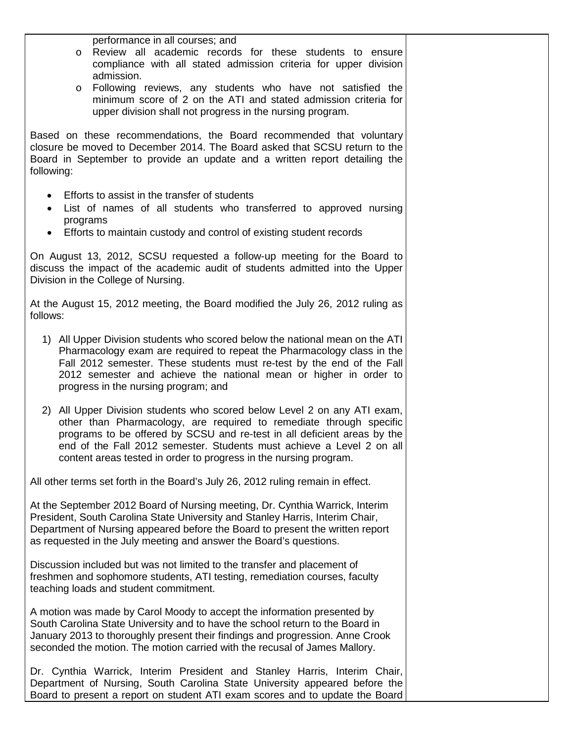performance in all courses; and

- Review all academic records for these students to ensure compliance with all stated admission criteria for upper division admission.
- Following reviews, any students who have not satisfied the minimum score of 2 on the ATI and stated admission criteria for upper division shall not progress in the nursing program.

Based on these recommendations, the Board recommended that voluntary closure be moved to December 2014. The Board asked that SCSU return to the Board in September to provide an update and a written report detailing the following:

- Efforts to assist in the transfer of students
- List of names of all students who transferred to approved nursing programs
- Efforts to maintain custody and control of existing student records

On August 13, 2012, SCSU requested a follow-up meeting for the Board to discuss the impact of the academic audit of students admitted into the Upper Division in the College of Nursing.

At the August 15, 2012 meeting, the Board modified the July 26, 2012 ruling as follows:

1) All Upper Division students who scored below the national mean on the ATI Pharmacology exam are required to repeat the Pharmacology class in the Fall 2012 semester. These students must re-test by the end of the Fall 2012 semester and achieve the national mean or higher in order to progress in the nursing program; and

2) All Upper Division students who scored below Level 2 on any ATI exam, other than Pharmacology, are required to remediate through specific programs to be offered by SCSU and re-test in all deficient areas by the end of the Fall 2012 semester. Students must achieve a Level 2 on all content areas tested in order to progress in the nursing program.

All other terms set forth in the Board's July 26, 2012 ruling remain in effect.

At the September 2012 Board of Nursing meeting, Dr. Cynthia Warrick, Interim President, South Carolina State University and Stanley Harris, Interim Chair, Department of Nursing appeared before the Board to present the written report as requested in the July meeting and answer the Board's questions.

Discussion included but was not limited to the transfer and placement of freshmen and sophomore students, ATI testing, remediation courses, faculty teaching loads and student commitment.

A motion was made by Carol Moody to accept the information presented by South Carolina State University and to have the school return to the Board in January 2013 to thoroughly present their findings and progression. Anne Crook seconded the motion. The motion carried with the recusal of James Mallory.

Dr. Cynthia Warrick, Interim President and Stanley Harris, Interim Chair, Department of Nursing, South Carolina State University appeared before the Board to present a report on student ATI exam scores and to update the Board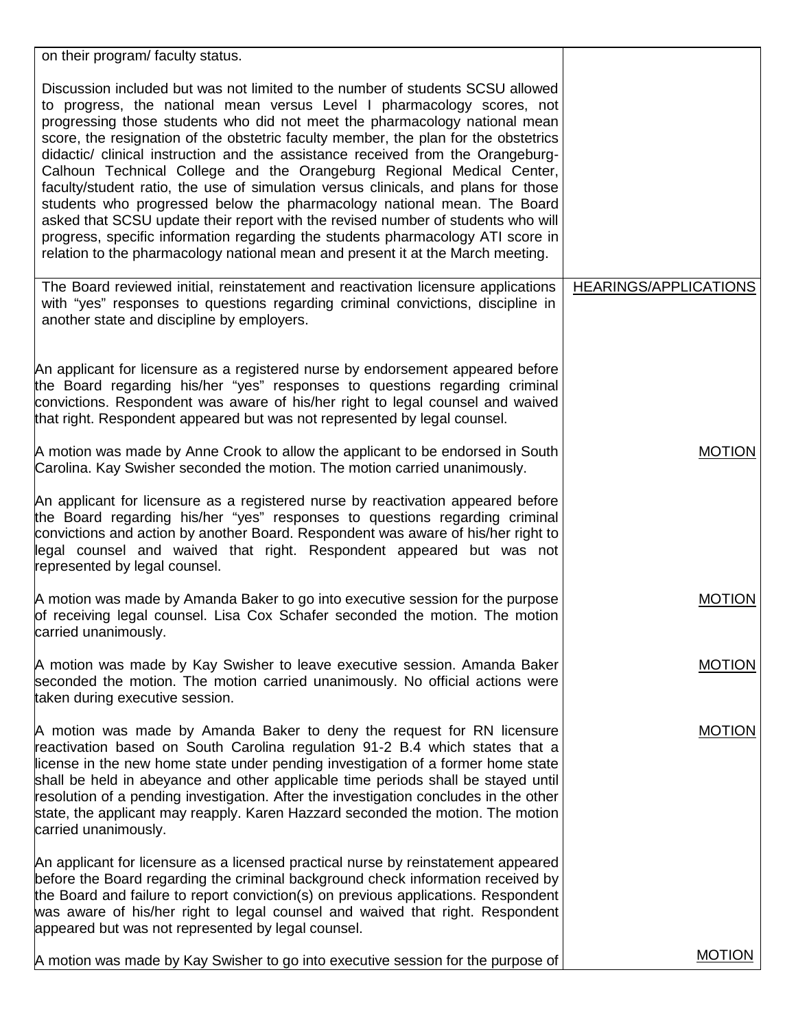| | |
|---|---|
| on their program/ faculty status.<br><br>Discussion included but was not limited to the number of students SCSU allowed to progress, the national mean versus Level I pharmacology scores, not progressing those students who did not meet the pharmacology national mean score, the resignation of the obstetric faculty member, the plan for the obstetrics didactic/ clinical instruction and the assistance received from the Orangeburg-Calhoun Technical College and the Orangeburg Regional Medical Center, faculty/student ratio, the use of simulation versus clinicals, and plans for those students who progressed below the pharmacology national mean. The Board asked that SCSU update their report with the revised number of students who will progress, specific information regarding the students pharmacology ATI score in relation to the pharmacology national mean and present it at the March meeting. | |
| The Board reviewed initial, reinstatement and reactivation licensure applications with "yes" responses to questions regarding criminal convictions, discipline in another state and discipline by employers. | HEARINGS/APPLICATIONS |
| An applicant for licensure as a registered nurse by endorsement appeared before the Board regarding his/her "yes" responses to questions regarding criminal convictions. Respondent was aware of his/her right to legal counsel and waived that right. Respondent appeared but was not represented by legal counsel. | |
| A motion was made by Anne Crook to allow the applicant to be endorsed in South Carolina. Kay Swisher seconded the motion. The motion carried unanimously. | MOTION |
| An applicant for licensure as a registered nurse by reactivation appeared before the Board regarding his/her "yes" responses to questions regarding criminal convictions and action by another Board. Respondent was aware of his/her right to legal counsel and waived that right. Respondent appeared but was not represented by legal counsel. | |
| A motion was made by Amanda Baker to go into executive session for the purpose of receiving legal counsel. Lisa Cox Schafer seconded the motion. The motion carried unanimously. | MOTION |
| A motion was made by Kay Swisher to leave executive session. Amanda Baker seconded the motion. The motion carried unanimously. No official actions were taken during executive session. | MOTION |
| A motion was made by Amanda Baker to deny the request for RN licensure reactivation based on South Carolina regulation 91-2 B.4 which states that a license in the new home state under pending investigation of a former home state shall be held in abeyance and other applicable time periods shall be stayed until resolution of a pending investigation. After the investigation concludes in the other state, the applicant may reapply. Karen Hazzard seconded the motion. The motion carried unanimously. | MOTION |
| An applicant for licensure as a licensed practical nurse by reinstatement appeared before the Board regarding the criminal background check information received by the Board and failure to report conviction(s) on previous applications. Respondent was aware of his/her right to legal counsel and waived that right. Respondent appeared but was not represented by legal counsel. | |
| A motion was made by Kay Swisher to go into executive session for the purpose of | MOTION |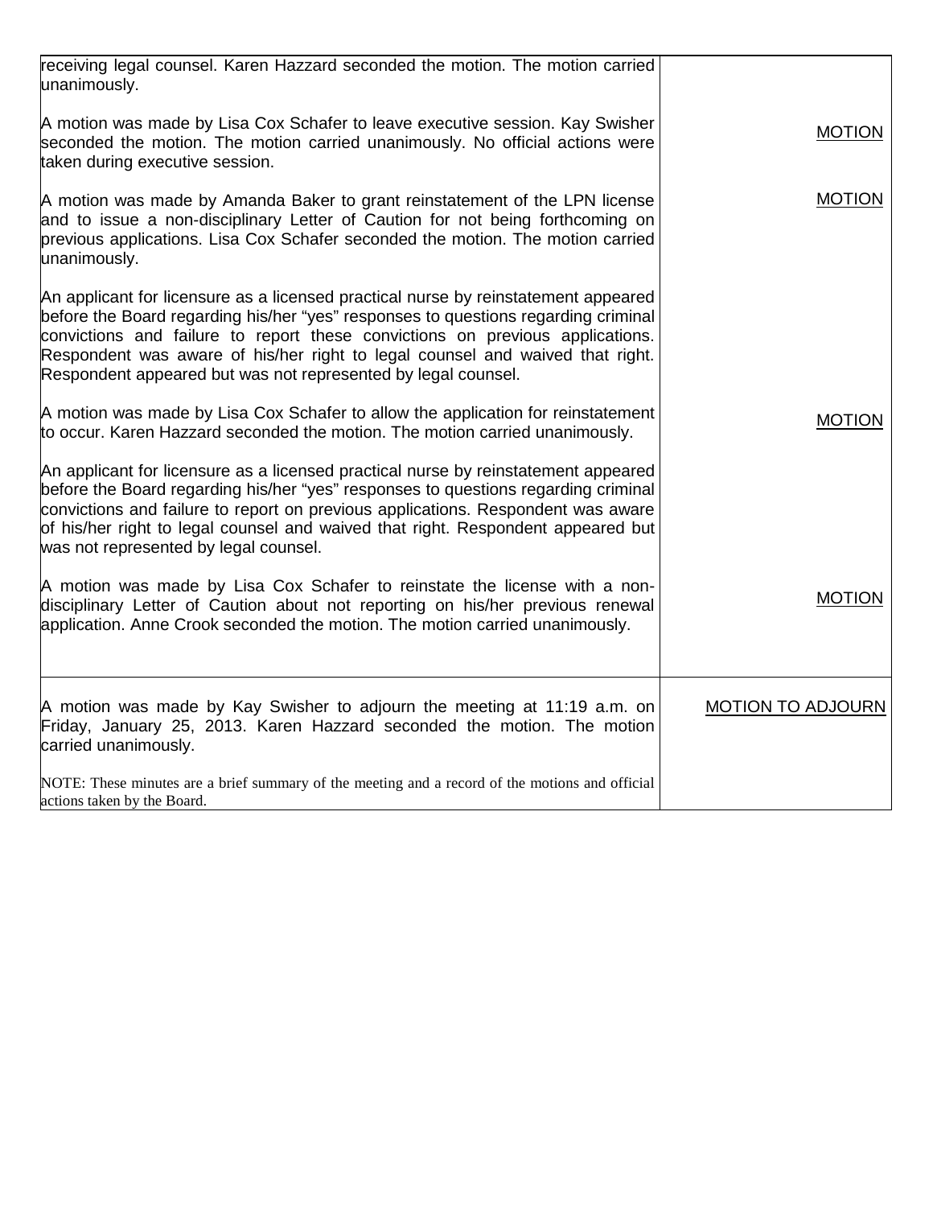| | |
| --- | --- |
| receiving legal counsel. Karen Hazzard seconded the motion. The motion carried unanimously.<br><br>A motion was made by Lisa Cox Schafer to leave executive session. Kay Swisher seconded the motion. The motion carried unanimously. No official actions were taken during executive session.<br><br>A motion was made by Amanda Baker to grant reinstatement of the LPN license and to issue a non-disciplinary Letter of Caution for not being forthcoming on previous applications. Lisa Cox Schafer seconded the motion. The motion carried unanimously.<br><br>An applicant for licensure as a licensed practical nurse by reinstatement appeared before the Board regarding his/her "yes" responses to questions regarding criminal convictions and failure to report these convictions on previous applications. Respondent was aware of his/her right to legal counsel and waived that right. Respondent appeared but was not represented by legal counsel.<br><br>A motion was made by Lisa Cox Schafer to allow the application for reinstatement to occur. Karen Hazzard seconded the motion. The motion carried unanimously.<br><br>An applicant for licensure as a licensed practical nurse by reinstatement appeared before the Board regarding his/her "yes" responses to questions regarding criminal convictions and failure to report on previous applications. Respondent was aware of his/her right to legal counsel and waived that right. Respondent appeared but was not represented by legal counsel.<br><br>A motion was made by Lisa Cox Schafer to reinstate the license with a non-disciplinary Letter of Caution about not reporting on his/her previous renewal application. Anne Crook seconded the motion. The motion carried unanimously. | <br><br>MOTION<br><br>MOTION<br><br>MOTION<br><br>MOTION |
| A motion was made by Kay Swisher to adjourn the meeting at 11:19 a.m. on Friday, January 25, 2013. Karen Hazzard seconded the motion. The motion carried unanimously.<br><br>NOTE: These minutes are a brief summary of the meeting and a record of the motions and official actions taken by the Board. | MOTION TO ADJOURN |